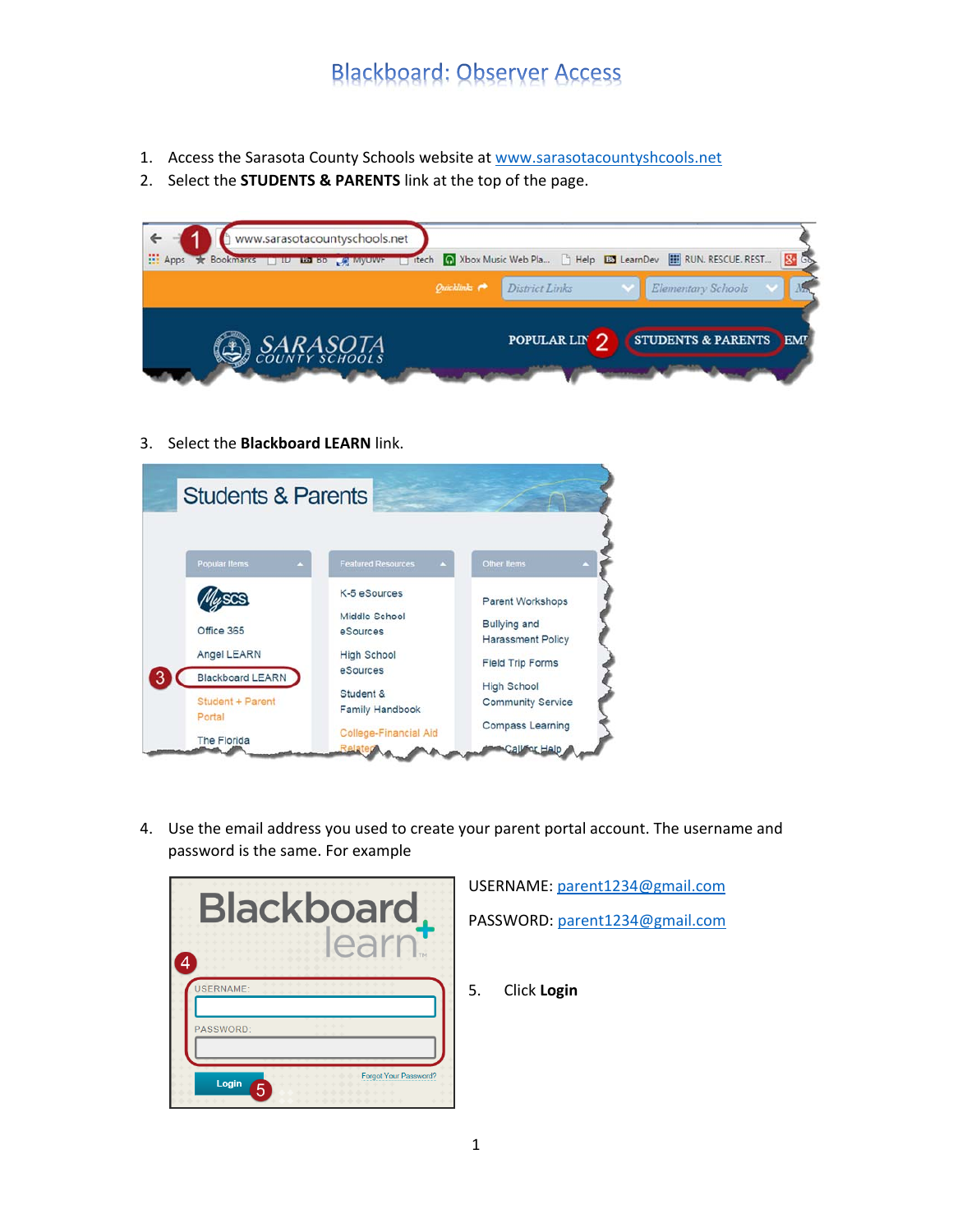# Blackboard: Observer Access

1. Access the Sarasota County Schools website at www.sarasotacountyshcools.net
2. Select the **STUDENTS & PARENTS** link at the top of the page.

3. Select the **Blackboard LEARN** link.

4. Use the email address you used to create your parent portal account. The username and password is the same. For example

USERNAME: parent1234@gmail.com

PASSWORD: parent1234@gmail.com

5. Click **Login**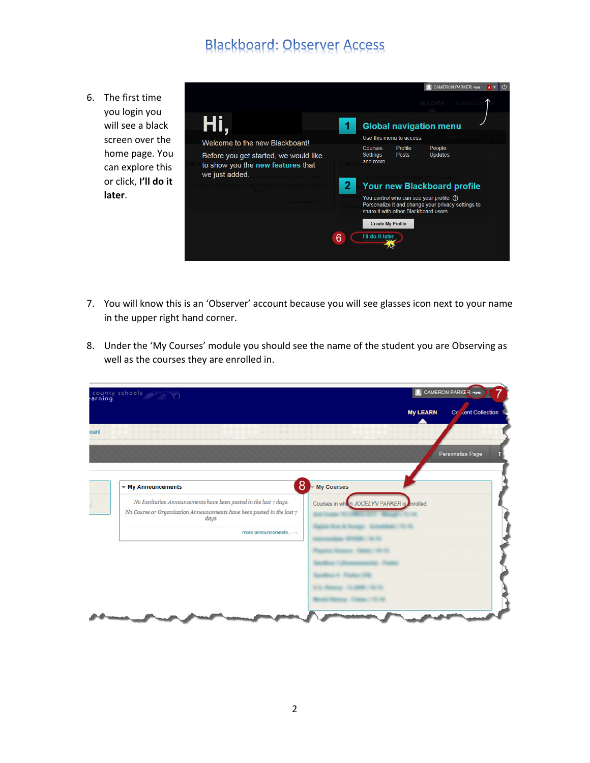# Blackboard: Observer Access

6. The first time you login you will see a black screen over the home page. You can explore this or click, **I'll do it later**.

7. You will know this is an 'Observer' account because you will see glasses icon next to your name in the upper right hand corner.

8. Under the 'My Courses' module you should see the name of the student you are Observing as well as the courses they are enrolled in.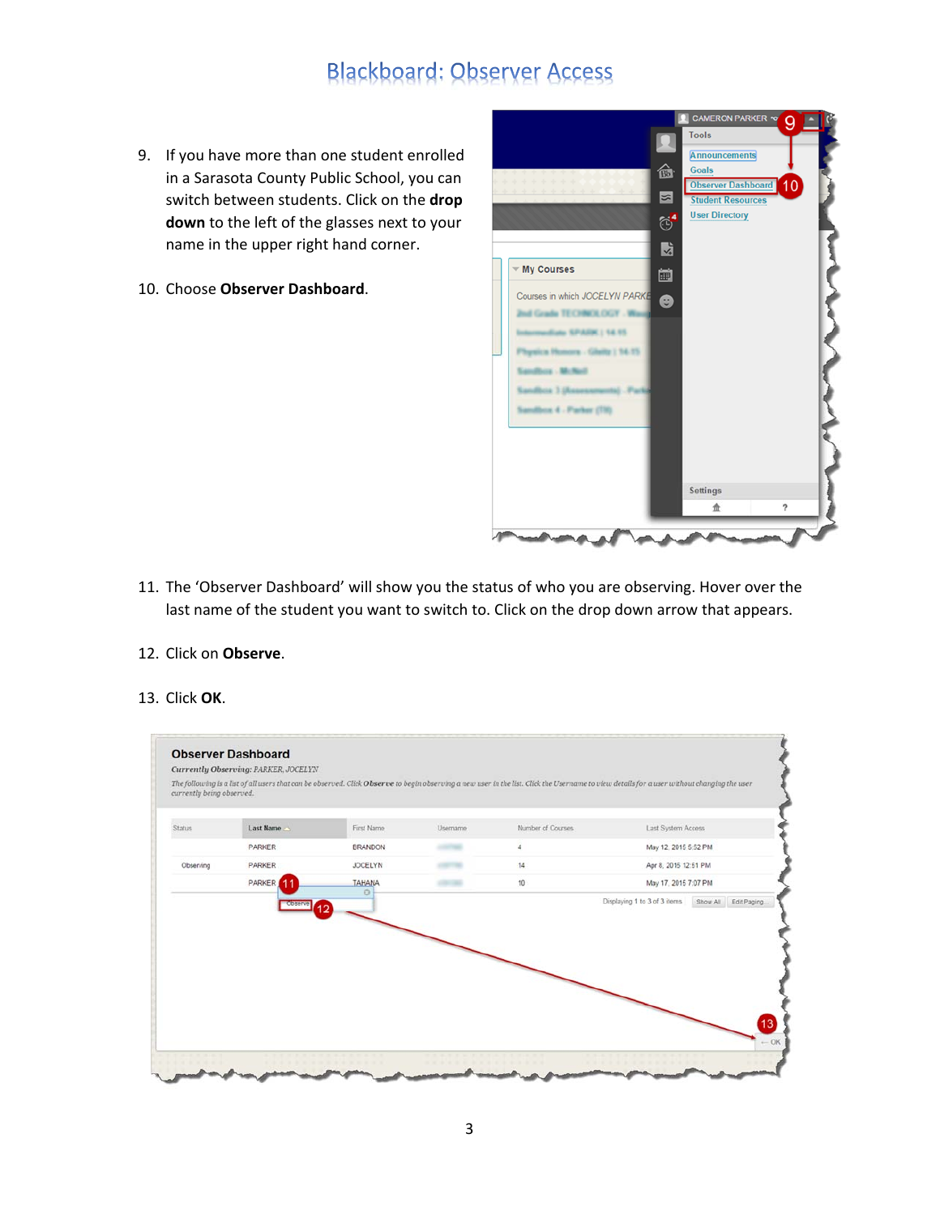# Blackboard: Observer Access

9. If you have more than one student enrolled in a Sarasota County Public School, you can switch between students. Click on the **drop down** to the left of the glasses next to your name in the upper right hand corner.

10. Choose **Observer Dashboard**.

11. The 'Observer Dashboard' will show you the status of who you are observing. Hover over the last name of the student you want to switch to. Click on the drop down arrow that appears.

12. Click on **Observe**.

13. Click **OK**.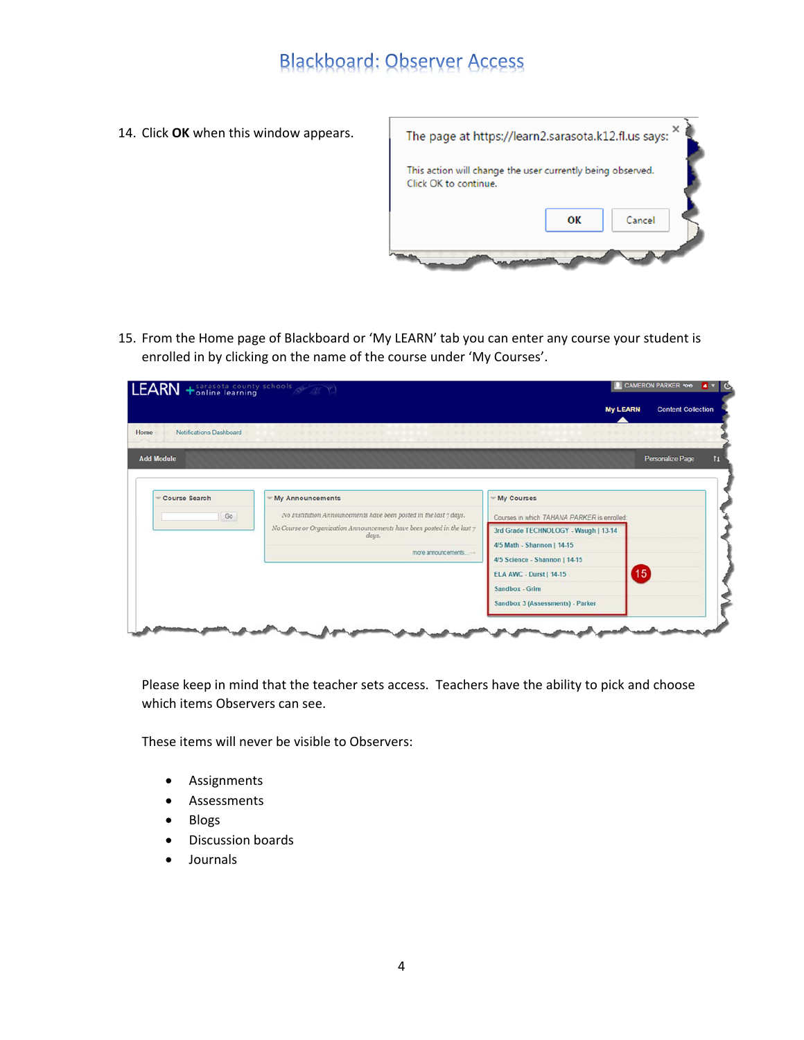14. Click **OK** when this window appears.

15. From the Home page of Blackboard or 'My LEARN' tab you can enter any course your student is enrolled in by clicking on the name of the course under 'My Courses'.

Please keep in mind that the teacher sets access. Teachers have the ability to pick and choose which items Observers can see.

These items will never be visible to Observers:

- Assignments
- Assessments
- Blogs
- Discussion boards
- Journals